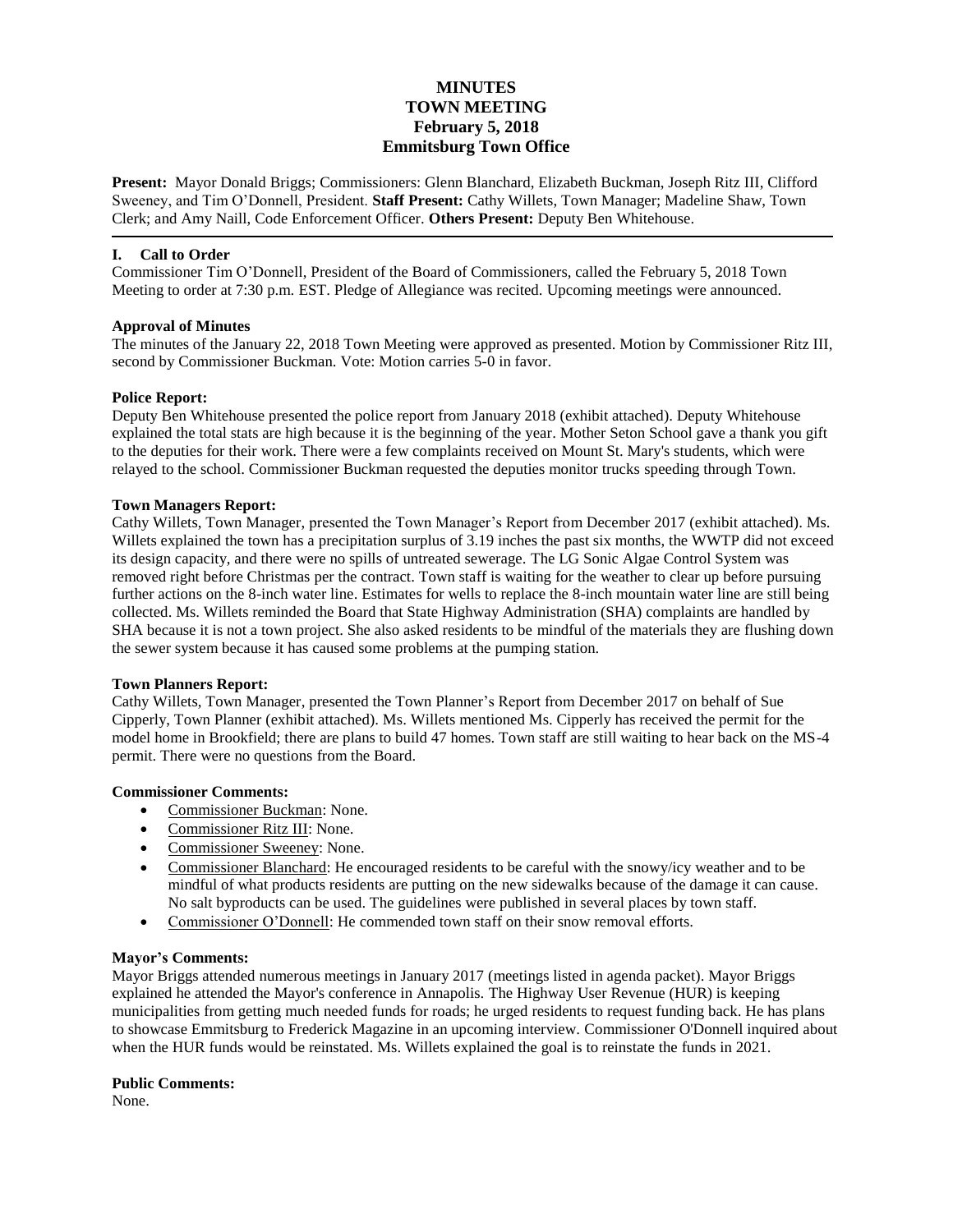# MINUTES
# TOWN MEETING
# February 5, 2018
# Emmitsburg Town Office

**Present:** Mayor Donald Briggs; Commissioners: Glenn Blanchard, Elizabeth Buckman, Joseph Ritz III, Clifford Sweeney, and Tim O'Donnell, President. **Staff Present:** Cathy Willets, Town Manager; Madeline Shaw, Town Clerk; and Amy Naill, Code Enforcement Officer. **Others Present:** Deputy Ben Whitehouse.

---

## I. Call to Order

Commissioner Tim O'Donnell, President of the Board of Commissioners, called the February 5, 2018 Town Meeting to order at 7:30 p.m. EST. Pledge of Allegiance was recited. Upcoming meetings were announced.

### Approval of Minutes

The minutes of the January 22, 2018 Town Meeting were approved as presented. Motion by Commissioner Ritz III, second by Commissioner Buckman. Vote: Motion carries 5-0 in favor.

### Police Report:

Deputy Ben Whitehouse presented the police report from January 2018 (exhibit attached). Deputy Whitehouse explained the total stats are high because it is the beginning of the year. Mother Seton School gave a thank you gift to the deputies for their work. There were a few complaints received on Mount St. Mary's students, which were relayed to the school. Commissioner Buckman requested the deputies monitor trucks speeding through Town.

### Town Managers Report:

Cathy Willets, Town Manager, presented the Town Manager's Report from December 2017 (exhibit attached). Ms. Willets explained the town has a precipitation surplus of 3.19 inches the past six months, the WWTP did not exceed its design capacity, and there were no spills of untreated sewerage. The LG Sonic Algae Control System was removed right before Christmas per the contract. Town staff is waiting for the weather to clear up before pursuing further actions on the 8-inch water line. Estimates for wells to replace the 8-inch mountain water line are still being collected. Ms. Willets reminded the Board that State Highway Administration (SHA) complaints are handled by SHA because it is not a town project. She also asked residents to be mindful of the materials they are flushing down the sewer system because it has caused some problems at the pumping station.

### Town Planners Report:

Cathy Willets, Town Manager, presented the Town Planner's Report from December 2017 on behalf of Sue Cipperly, Town Planner (exhibit attached). Ms. Willets mentioned Ms. Cipperly has received the permit for the model home in Brookfield; there are plans to build 47 homes. Town staff are still waiting to hear back on the MS-4 permit. There were no questions from the Board.

### Commissioner Comments:

- Commissioner Buckman: None.
- Commissioner Ritz III: None.
- Commissioner Sweeney: None.
- Commissioner Blanchard: He encouraged residents to be careful with the snowy/icy weather and to be mindful of what products residents are putting on the new sidewalks because of the damage it can cause. No salt byproducts can be used. The guidelines were published in several places by town staff.
- Commissioner O'Donnell: He commended town staff on their snow removal efforts.

### Mayor's Comments:

Mayor Briggs attended numerous meetings in January 2017 (meetings listed in agenda packet). Mayor Briggs explained he attended the Mayor's conference in Annapolis. The Highway User Revenue (HUR) is keeping municipalities from getting much needed funds for roads; he urged residents to request funding back. He has plans to showcase Emmitsburg to Frederick Magazine in an upcoming interview. Commissioner O'Donnell inquired about when the HUR funds would be reinstated. Ms. Willets explained the goal is to reinstate the funds in 2021.

### Public Comments:

None.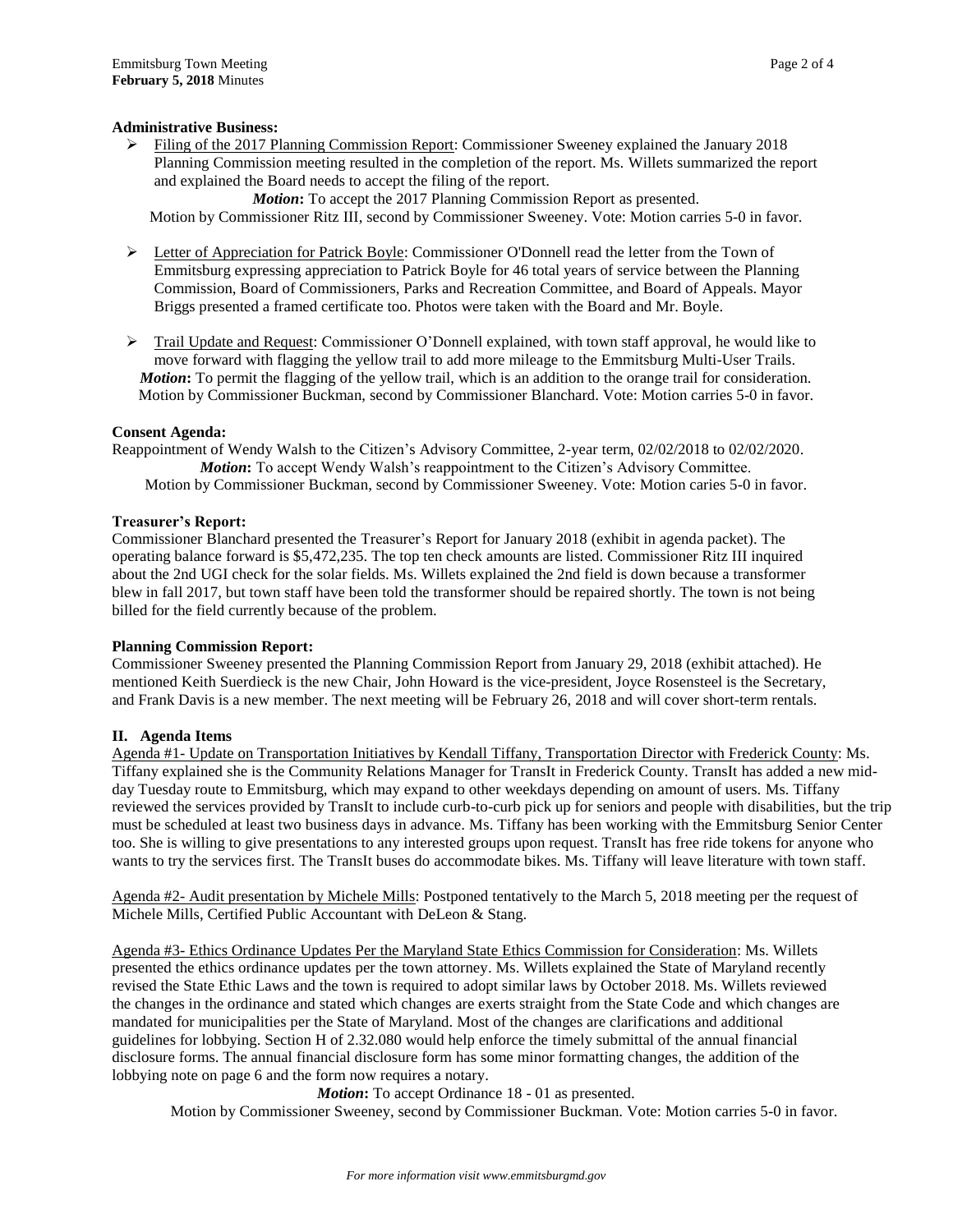**Administrative Business:**

- Filing of the 2017 Planning Commission Report: Commissioner Sweeney explained the January 2018 Planning Commission meeting resulted in the completion of the report. Ms. Willets summarized the report and explained the Board needs to accept the filing of the report.

  ***Motion*:** To accept the 2017 Planning Commission Report as presented.
  Motion by Commissioner Ritz III, second by Commissioner Sweeney. Vote: Motion carries 5-0 in favor.

- Letter of Appreciation for Patrick Boyle: Commissioner O'Donnell read the letter from the Town of Emmitsburg expressing appreciation to Patrick Boyle for 46 total years of service between the Planning Commission, Board of Commissioners, Parks and Recreation Committee, and Board of Appeals. Mayor Briggs presented a framed certificate too. Photos were taken with the Board and Mr. Boyle.

- Trail Update and Request: Commissioner O'Donnell explained, with town staff approval, he would like to move forward with flagging the yellow trail to add more mileage to the Emmitsburg Multi-User Trails.
  ***Motion*:** To permit the flagging of the yellow trail, which is an addition to the orange trail for consideration.
  Motion by Commissioner Buckman, second by Commissioner Blanchard. Vote: Motion carries 5-0 in favor.

**Consent Agenda:**

Reappointment of Wendy Walsh to the Citizen's Advisory Committee, 2-year term, 02/02/2018 to 02/02/2020.

***Motion*:** To accept Wendy Walsh's reappointment to the Citizen's Advisory Committee.
Motion by Commissioner Buckman, second by Commissioner Sweeney. Vote: Motion caries 5-0 in favor.

**Treasurer's Report:**

Commissioner Blanchard presented the Treasurer's Report for January 2018 (exhibit in agenda packet). The operating balance forward is $5,472,235. The top ten check amounts are listed. Commissioner Ritz III inquired about the 2nd UGI check for the solar fields. Ms. Willets explained the 2nd field is down because a transformer blew in fall 2017, but town staff have been told the transformer should be repaired shortly. The town is not being billed for the field currently because of the problem.

**Planning Commission Report:**

Commissioner Sweeney presented the Planning Commission Report from January 29, 2018 (exhibit attached). He mentioned Keith Suerdieck is the new Chair, John Howard is the vice-president, Joyce Rosensteel is the Secretary, and Frank Davis is a new member. The next meeting will be February 26, 2018 and will cover short-term rentals.

## II. Agenda Items

Agenda #1- Update on Transportation Initiatives by Kendall Tiffany, Transportation Director with Frederick County: Ms. Tiffany explained she is the Community Relations Manager for TransIt in Frederick County. TransIt has added a new mid-day Tuesday route to Emmitsburg, which may expand to other weekdays depending on amount of users. Ms. Tiffany reviewed the services provided by TransIt to include curb-to-curb pick up for seniors and people with disabilities, but the trip must be scheduled at least two business days in advance. Ms. Tiffany has been working with the Emmitsburg Senior Center too. She is willing to give presentations to any interested groups upon request. TransIt has free ride tokens for anyone who wants to try the services first. The TransIt buses do accommodate bikes. Ms. Tiffany will leave literature with town staff.

Agenda #2- Audit presentation by Michele Mills: Postponed tentatively to the March 5, 2018 meeting per the request of Michele Mills, Certified Public Accountant with DeLeon & Stang.

Agenda #3- Ethics Ordinance Updates Per the Maryland State Ethics Commission for Consideration: Ms. Willets presented the ethics ordinance updates per the town attorney. Ms. Willets explained the State of Maryland recently revised the State Ethic Laws and the town is required to adopt similar laws by October 2018. Ms. Willets reviewed the changes in the ordinance and stated which changes are exerts straight from the State Code and which changes are mandated for municipalities per the State of Maryland. Most of the changes are clarifications and additional guidelines for lobbying. Section H of 2.32.080 would help enforce the timely submittal of the annual financial disclosure forms. The annual financial disclosure form has some minor formatting changes, the addition of the lobbying note on page 6 and the form now requires a notary.

***Motion*:** To accept Ordinance 18 - 01 as presented.
Motion by Commissioner Sweeney, second by Commissioner Buckman. Vote: Motion carries 5-0 in favor.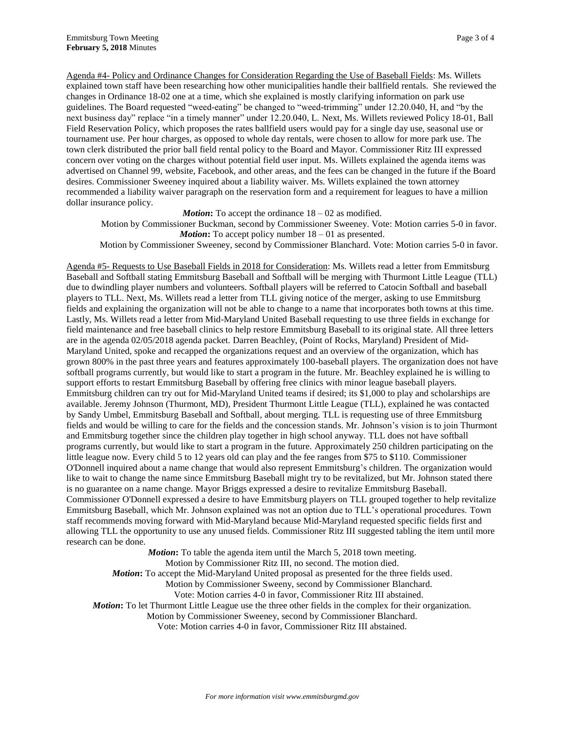Agenda #4- Policy and Ordinance Changes for Consideration Regarding the Use of Baseball Fields: Ms. Willets explained town staff have been researching how other municipalities handle their ballfield rentals. She reviewed the changes in Ordinance 18-02 one at a time, which she explained is mostly clarifying information on park use guidelines. The Board requested "weed-eating" be changed to "weed-trimming" under 12.20.040, H, and "by the next business day" replace "in a timely manner" under 12.20.040, L. Next, Ms. Willets reviewed Policy 18-01, Ball Field Reservation Policy, which proposes the rates ballfield users would pay for a single day use, seasonal use or tournament use. Per hour charges, as opposed to whole day rentals, were chosen to allow for more park use. The town clerk distributed the prior ball field rental policy to the Board and Mayor. Commissioner Ritz III expressed concern over voting on the charges without potential field user input. Ms. Willets explained the agenda items was advertised on Channel 99, website, Facebook, and other areas, and the fees can be changed in the future if the Board desires. Commissioner Sweeney inquired about a liability waiver. Ms. Willets explained the town attorney recommended a liability waiver paragraph on the reservation form and a requirement for leagues to have a million dollar insurance policy.

***Motion*:** To accept the ordinance 18 – 02 as modified.

Motion by Commissioner Buckman, second by Commissioner Sweeney. Vote: Motion carries 5-0 in favor.

***Motion*:** To accept policy number 18 – 01 as presented.

Motion by Commissioner Sweeney, second by Commissioner Blanchard. Vote: Motion carries 5-0 in favor.

Agenda #5- Requests to Use Baseball Fields in 2018 for Consideration: Ms. Willets read a letter from Emmitsburg Baseball and Softball stating Emmitsburg Baseball and Softball will be merging with Thurmont Little League (TLL) due to dwindling player numbers and volunteers. Softball players will be referred to Catocin Softball and baseball players to TLL. Next, Ms. Willets read a letter from TLL giving notice of the merger, asking to use Emmitsburg fields and explaining the organization will not be able to change to a name that incorporates both towns at this time. Lastly, Ms. Willets read a letter from Mid-Maryland United Baseball requesting to use three fields in exchange for field maintenance and free baseball clinics to help restore Emmitsburg Baseball to its original state. All three letters are in the agenda 02/05/2018 agenda packet. Darren Beachley, (Point of Rocks, Maryland) President of Mid-Maryland United, spoke and recapped the organizations request and an overview of the organization, which has grown 800% in the past three years and features approximately 100-baseball players. The organization does not have softball programs currently, but would like to start a program in the future. Mr. Beachley explained he is willing to support efforts to restart Emmitsburg Baseball by offering free clinics with minor league baseball players. Emmitsburg children can try out for Mid-Maryland United teams if desired; its $1,000 to play and scholarships are available. Jeremy Johnson (Thurmont, MD), President Thurmont Little League (TLL), explained he was contacted by Sandy Umbel, Emmitsburg Baseball and Softball, about merging. TLL is requesting use of three Emmitsburg fields and would be willing to care for the fields and the concession stands. Mr. Johnson's vision is to join Thurmont and Emmitsburg together since the children play together in high school anyway. TLL does not have softball programs currently, but would like to start a program in the future. Approximately 250 children participating on the little league now. Every child 5 to 12 years old can play and the fee ranges from $75 to $110. Commissioner O'Donnell inquired about a name change that would also represent Emmitsburg's children. The organization would like to wait to change the name since Emmitsburg Baseball might try to be revitalized, but Mr. Johnson stated there is no guarantee on a name change. Mayor Briggs expressed a desire to revitalize Emmitsburg Baseball. Commissioner O'Donnell expressed a desire to have Emmitsburg players on TLL grouped together to help revitalize Emmitsburg Baseball, which Mr. Johnson explained was not an option due to TLL's operational procedures. Town staff recommends moving forward with Mid-Maryland because Mid-Maryland requested specific fields first and allowing TLL the opportunity to use any unused fields. Commissioner Ritz III suggested tabling the item until more research can be done.

***Motion*:** To table the agenda item until the March 5, 2018 town meeting.

Motion by Commissioner Ritz III, no second. The motion died.

***Motion*:** To accept the Mid-Maryland United proposal as presented for the three fields used.

Motion by Commissioner Sweeny, second by Commissioner Blanchard.

Vote: Motion carries 4-0 in favor, Commissioner Ritz III abstained.

***Motion*:** To let Thurmont Little League use the three other fields in the complex for their organization.

Motion by Commissioner Sweeney, second by Commissioner Blanchard.

Vote: Motion carries 4-0 in favor, Commissioner Ritz III abstained.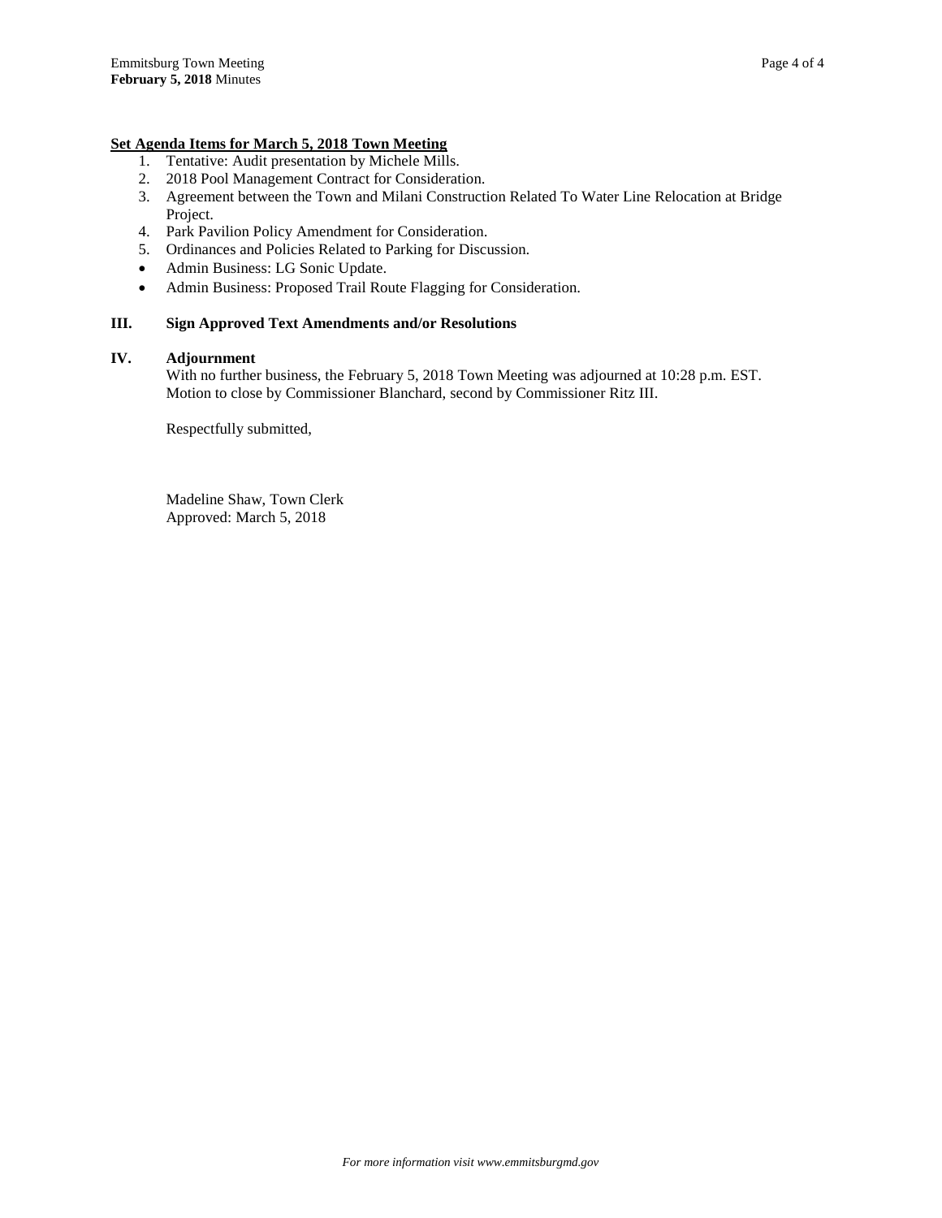**Set Agenda Items for March 5, 2018 Town Meeting**

1. Tentative: Audit presentation by Michele Mills.
2. 2018 Pool Management Contract for Consideration.
3. Agreement between the Town and Milani Construction Related To Water Line Relocation at Bridge Project.
4. Park Pavilion Policy Amendment for Consideration.
5. Ordinances and Policies Related to Parking for Discussion.

- Admin Business: LG Sonic Update.
- Admin Business: Proposed Trail Route Flagging for Consideration.

## III. Sign Approved Text Amendments and/or Resolutions

## IV. Adjournment

With no further business, the February 5, 2018 Town Meeting was adjourned at 10:28 p.m. EST. Motion to close by Commissioner Blanchard, second by Commissioner Ritz III.

Respectfully submitted,

Madeline Shaw, Town Clerk
Approved: March 5, 2018

*For more information visit www.emmitsburgmd.gov*